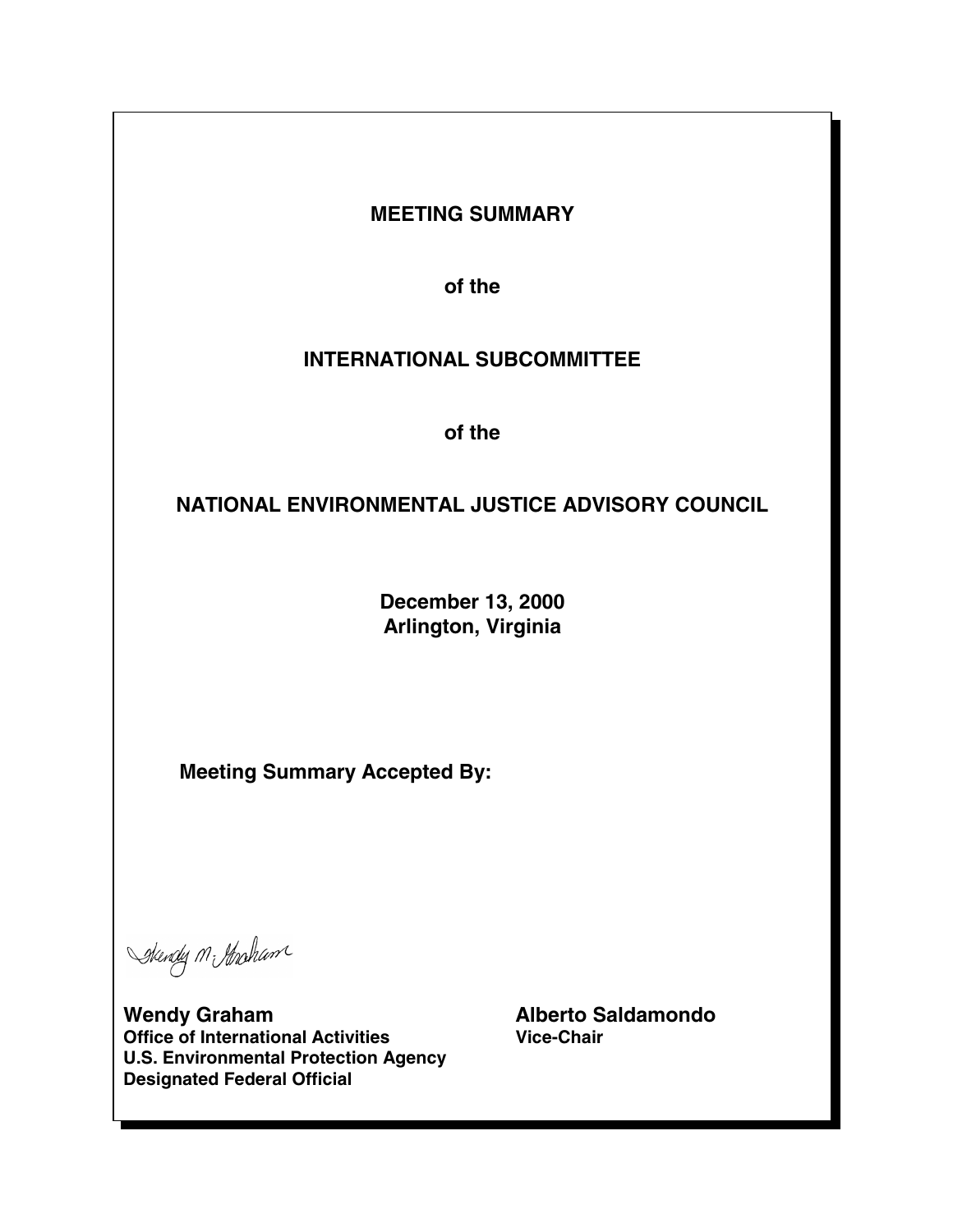# MEETING SUMMARY

## of the

## INTERNATIONAL SUBCOMMITTEE

## of the

## NATIONAL ENVIRONMENTAL JUSTICE ADVISORY COUNCIL

**December 13, 2000**
**Arlington, Virginia**

**Meeting Summary Accepted By:**

**Wendy Graham**
**Office of International Activities**
**U.S. Environmental Protection Agency**
**Designated Federal Official**

**Alberto Saldamondo**
**Vice-Chair**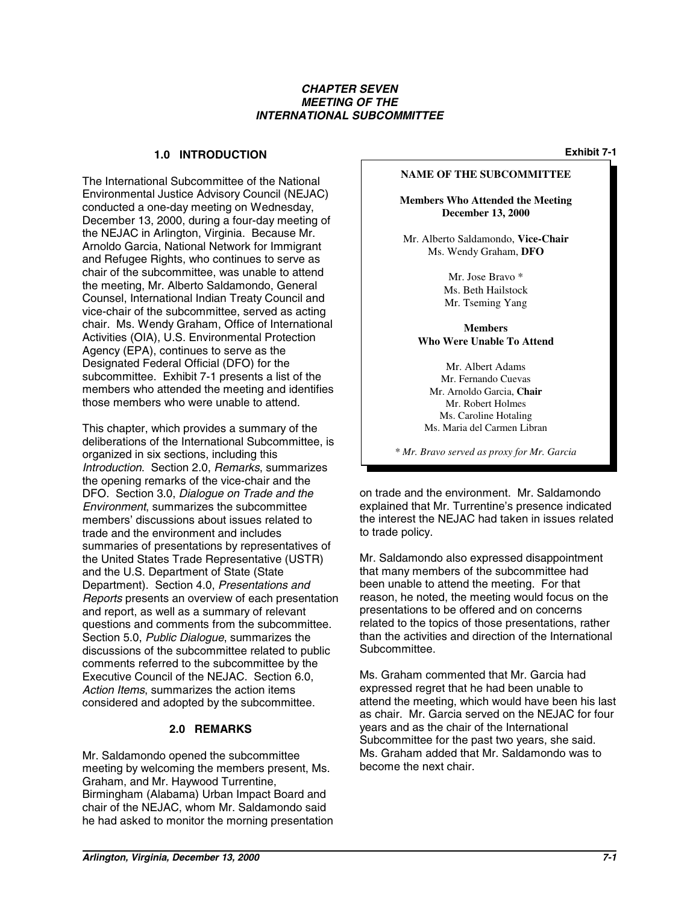# CHAPTER SEVEN
# MEETING OF THE INTERNATIONAL SUBCOMMITTEE

## 1.0 INTRODUCTION

The International Subcommittee of the National Environmental Justice Advisory Council (NEJAC) conducted a one-day meeting on Wednesday, December 13, 2000, during a four-day meeting of the NEJAC in Arlington, Virginia. Because Mr. Arnoldo Garcia, National Network for Immigrant and Refugee Rights, who continues to serve as chair of the subcommittee, was unable to attend the meeting, Mr. Alberto Saldamondo, General Counsel, International Indian Treaty Council and vice-chair of the subcommittee, served as acting chair. Ms. Wendy Graham, Office of International Activities (OIA), U.S. Environmental Protection Agency (EPA), continues to serve as the Designated Federal Official (DFO) for the subcommittee. Exhibit 7-1 presents a list of the members who attended the meeting and identifies those members who were unable to attend.

**Exhibit 7-1**

**NAME OF THE SUBCOMMITTEE**

**Members Who Attended the Meeting**
**December 13, 2000**

Mr. Alberto Saldamondo, **Vice-Chair**
Ms. Wendy Graham, **DFO**

Mr. Jose Bravo *
Ms. Beth Hailstock
Mr. Tseming Yang

**Members**
**Who Were Unable To Attend**

Mr. Albert Adams
Mr. Fernando Cuevas
Mr. Arnoldo Garcia, **Chair**
Mr. Robert Holmes
Ms. Caroline Hotaling
Ms. Maria del Carmen Libran

*\* Mr. Bravo served as proxy for Mr. Garcia*

This chapter, which provides a summary of the deliberations of the International Subcommittee, is organized in six sections, including this *Introduction*. Section 2.0, *Remarks*, summarizes the opening remarks of the vice-chair and the DFO. Section 3.0, *Dialogue on Trade and the Environment*, summarizes the subcommittee members' discussions about issues related to trade and the environment and includes summaries of presentations by representatives of the United States Trade Representative (USTR) and the U.S. Department of State (State Department). Section 4.0, *Presentations and Reports* presents an overview of each presentation and report, as well as a summary of relevant questions and comments from the subcommittee. Section 5.0, *Public Dialogue*, summarizes the discussions of the subcommittee related to public comments referred to the subcommittee by the Executive Council of the NEJAC. Section 6.0, *Action Items*, summarizes the action items considered and adopted by the subcommittee.

## 2.0 REMARKS

Mr. Saldamondo opened the subcommittee meeting by welcoming the members present, Ms. Graham, and Mr. Haywood Turrentine, Birmingham (Alabama) Urban Impact Board and chair of the NEJAC, whom Mr. Saldamondo said he had asked to monitor the morning presentation on trade and the environment. Mr. Saldamondo explained that Mr. Turrentine's presence indicated the interest the NEJAC had taken in issues related to trade policy.

Mr. Saldamondo also expressed disappointment that many members of the subcommittee had been unable to attend the meeting. For that reason, he noted, the meeting would focus on the presentations to be offered and on concerns related to the topics of those presentations, rather than the activities and direction of the International Subcommittee.

Ms. Graham commented that Mr. Garcia had expressed regret that he had been unable to attend the meeting, which would have been his last as chair. Mr. Garcia served on the NEJAC for four years and as the chair of the International Subcommittee for the past two years, she said. Ms. Graham added that Mr. Saldamondo was to become the next chair.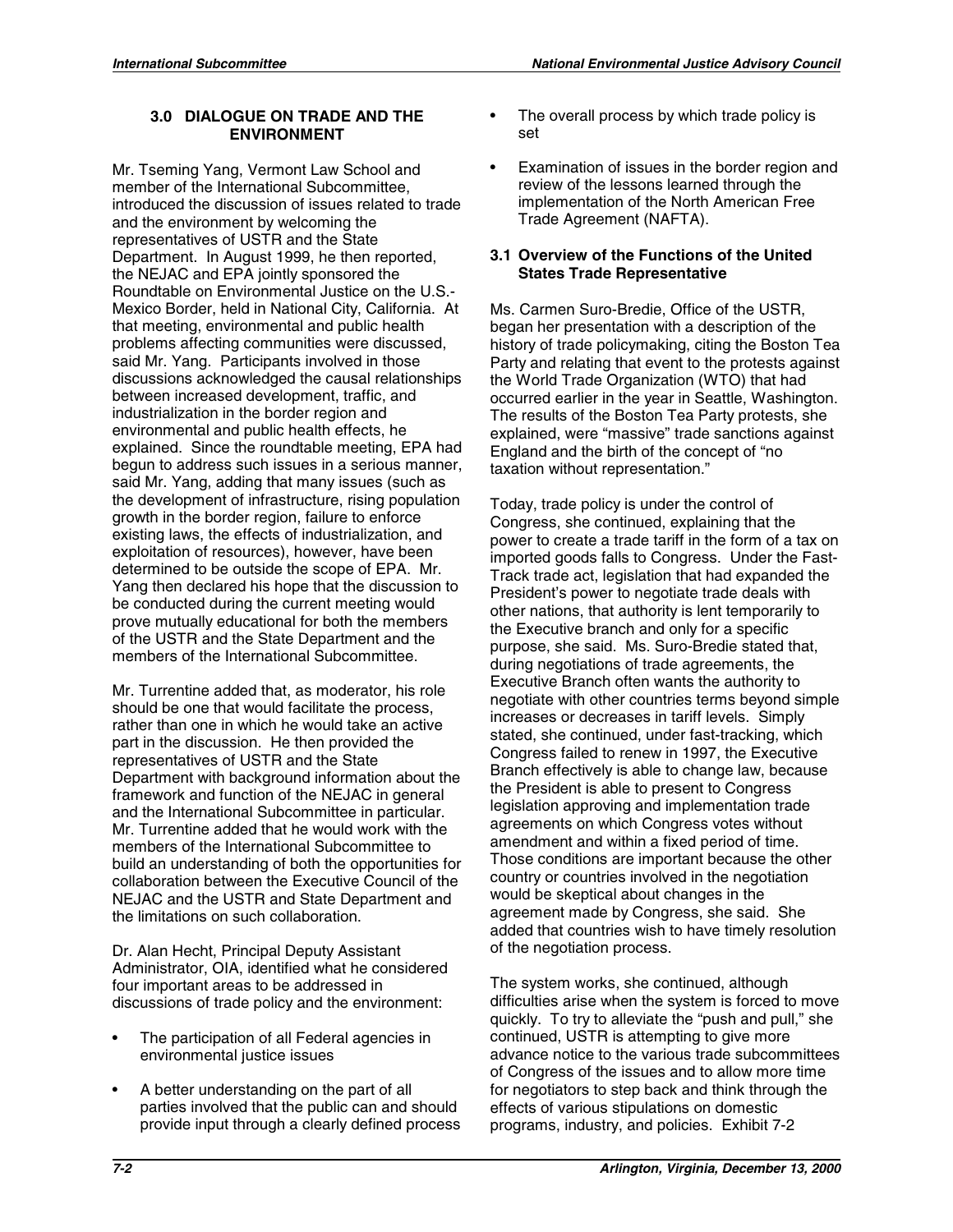### 3.0 DIALOGUE ON TRADE AND THE ENVIRONMENT

Mr. Tseming Yang, Vermont Law School and member of the International Subcommittee, introduced the discussion of issues related to trade and the environment by welcoming the representatives of USTR and the State Department. In August 1999, he then reported, the NEJAC and EPA jointly sponsored the Roundtable on Environmental Justice on the U.S.-Mexico Border, held in National City, California. At that meeting, environmental and public health problems affecting communities were discussed, said Mr. Yang. Participants involved in those discussions acknowledged the causal relationships between increased development, traffic, and industrialization in the border region and environmental and public health effects, he explained. Since the roundtable meeting, EPA had begun to address such issues in a serious manner, said Mr. Yang, adding that many issues (such as the development of infrastructure, rising population growth in the border region, failure to enforce existing laws, the effects of industrialization, and exploitation of resources), however, have been determined to be outside the scope of EPA. Mr. Yang then declared his hope that the discussion to be conducted during the current meeting would prove mutually educational for both the members of the USTR and the State Department and the members of the International Subcommittee.

Mr. Turrentine added that, as moderator, his role should be one that would facilitate the process, rather than one in which he would take an active part in the discussion. He then provided the representatives of USTR and the State Department with background information about the framework and function of the NEJAC in general and the International Subcommittee in particular. Mr. Turrentine added that he would work with the members of the International Subcommittee to build an understanding of both the opportunities for collaboration between the Executive Council of the NEJAC and the USTR and State Department and the limitations on such collaboration.

Dr. Alan Hecht, Principal Deputy Assistant Administrator, OIA, identified what he considered four important areas to be addressed in discussions of trade policy and the environment:

- The participation of all Federal agencies in environmental justice issues
- A better understanding on the part of all parties involved that the public can and should provide input through a clearly defined process
- The overall process by which trade policy is set
- Examination of issues in the border region and review of the lessons learned through the implementation of the North American Free Trade Agreement (NAFTA).

### 3.1 Overview of the Functions of the United States Trade Representative

Ms. Carmen Suro-Bredie, Office of the USTR, began her presentation with a description of the history of trade policymaking, citing the Boston Tea Party and relating that event to the protests against the World Trade Organization (WTO) that had occurred earlier in the year in Seattle, Washington. The results of the Boston Tea Party protests, she explained, were "massive" trade sanctions against England and the birth of the concept of "no taxation without representation."

Today, trade policy is under the control of Congress, she continued, explaining that the power to create a trade tariff in the form of a tax on imported goods falls to Congress. Under the Fast-Track trade act, legislation that had expanded the President's power to negotiate trade deals with other nations, that authority is lent temporarily to the Executive branch and only for a specific purpose, she said. Ms. Suro-Bredie stated that, during negotiations of trade agreements, the Executive Branch often wants the authority to negotiate with other countries terms beyond simple increases or decreases in tariff levels. Simply stated, she continued, under fast-tracking, which Congress failed to renew in 1997, the Executive Branch effectively is able to change law, because the President is able to present to Congress legislation approving and implementation trade agreements on which Congress votes without amendment and within a fixed period of time. Those conditions are important because the other country or countries involved in the negotiation would be skeptical about changes in the agreement made by Congress, she said. She added that countries wish to have timely resolution of the negotiation process.

The system works, she continued, although difficulties arise when the system is forced to move quickly. To try to alleviate the "push and pull," she continued, USTR is attempting to give more advance notice to the various trade subcommittees of Congress of the issues and to allow more time for negotiators to step back and think through the effects of various stipulations on domestic programs, industry, and policies. Exhibit 7-2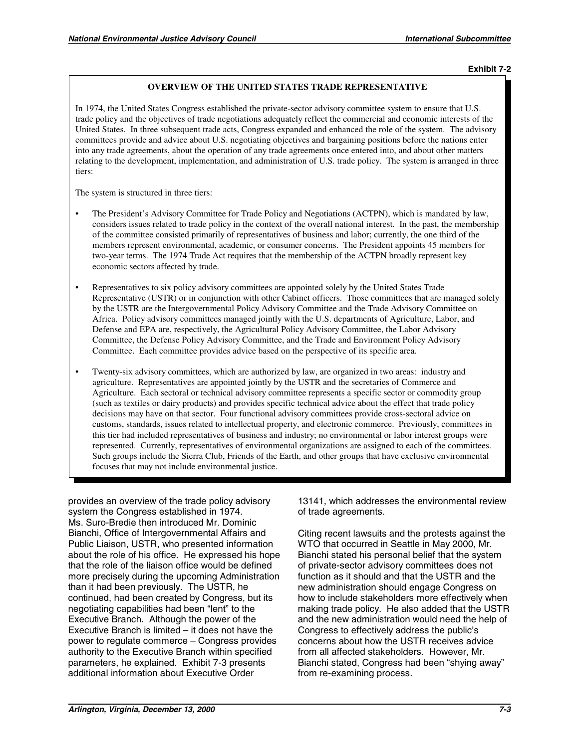**Exhibit 7-2**

**OVERVIEW OF THE UNITED STATES TRADE REPRESENTATIVE**

In 1974, the United States Congress established the private-sector advisory committee system to ensure that U.S. trade policy and the objectives of trade negotiations adequately reflect the commercial and economic interests of the United States. In three subsequent trade acts, Congress expanded and enhanced the role of the system. The advisory committees provide and advice about U.S. negotiating objectives and bargaining positions before the nations enter into any trade agreements, about the operation of any trade agreements once entered into, and about other matters relating to the development, implementation, and administration of U.S. trade policy. The system is arranged in three tiers:

The system is structured in three tiers:

- The President's Advisory Committee for Trade Policy and Negotiations (ACTPN), which is mandated by law, considers issues related to trade policy in the context of the overall national interest. In the past, the membership of the committee consisted primarily of representatives of business and labor; currently, the one third of the members represent environmental, academic, or consumer concerns. The President appoints 45 members for two-year terms. The 1974 Trade Act requires that the membership of the ACTPN broadly represent key economic sectors affected by trade.
- Representatives to six policy advisory committees are appointed solely by the United States Trade Representative (USTR) or in conjunction with other Cabinet officers. Those committees that are managed solely by the USTR are the Intergovernmental Policy Advisory Committee and the Trade Advisory Committee on Africa. Policy advisory committees managed jointly with the U.S. departments of Agriculture, Labor, and Defense and EPA are, respectively, the Agricultural Policy Advisory Committee, the Labor Advisory Committee, the Defense Policy Advisory Committee, and the Trade and Environment Policy Advisory Committee. Each committee provides advice based on the perspective of its specific area.
- Twenty-six advisory committees, which are authorized by law, are organized in two areas: industry and agriculture. Representatives are appointed jointly by the USTR and the secretaries of Commerce and Agriculture. Each sectoral or technical advisory committee represents a specific sector or commodity group (such as textiles or dairy products) and provides specific technical advice about the effect that trade policy decisions may have on that sector. Four functional advisory committees provide cross-sectoral advice on customs, standards, issues related to intellectual property, and electronic commerce. Previously, committees in this tier had included representatives of business and industry; no environmental or labor interest groups were represented. Currently, representatives of environmental organizations are assigned to each of the committees. Such groups include the Sierra Club, Friends of the Earth, and other groups that have exclusive environmental focuses that may not include environmental justice.

provides an overview of the trade policy advisory system the Congress established in 1974. Ms. Suro-Bredie then introduced Mr. Dominic Bianchi, Office of Intergovernmental Affairs and Public Liaison, USTR, who presented information about the role of his office. He expressed his hope that the role of the liaison office would be defined more precisely during the upcoming Administration than it had been previously. The USTR, he continued, had been created by Congress, but its negotiating capabilities had been "lent" to the Executive Branch. Although the power of the Executive Branch is limited – it does not have the power to regulate commerce – Congress provides authority to the Executive Branch within specified parameters, he explained. Exhibit 7-3 presents additional information about Executive Order 13141, which addresses the environmental review of trade agreements.

Citing recent lawsuits and the protests against the WTO that occurred in Seattle in May 2000, Mr. Bianchi stated his personal belief that the system of private-sector advisory committees does not function as it should and that the USTR and the new administration should engage Congress on how to include stakeholders more effectively when making trade policy. He also added that the USTR and the new administration would need the help of Congress to effectively address the public's concerns about how the USTR receives advice from all affected stakeholders. However, Mr. Bianchi stated, Congress had been "shying away" from re-examining process.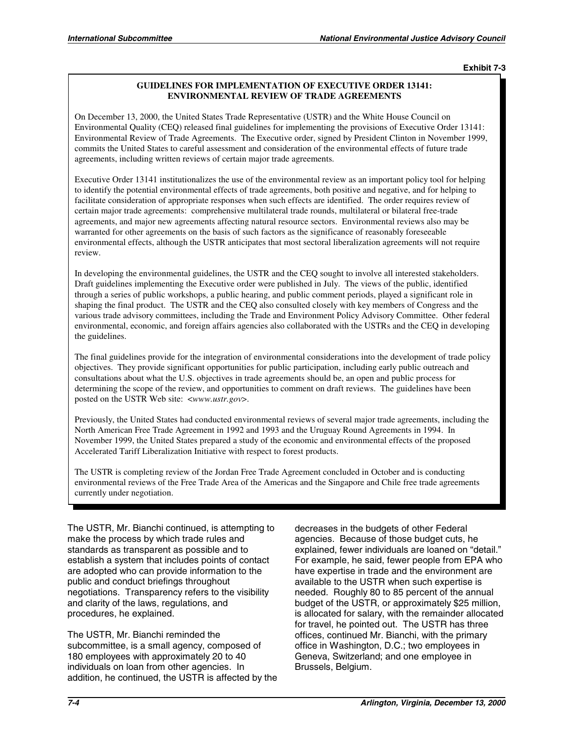**Exhibit 7-3**

**GUIDELINES FOR IMPLEMENTATION OF EXECUTIVE ORDER 13141: ENVIRONMENTAL REVIEW OF TRADE AGREEMENTS**

On December 13, 2000, the United States Trade Representative (USTR) and the White House Council on Environmental Quality (CEQ) released final guidelines for implementing the provisions of Executive Order 13141: Environmental Review of Trade Agreements. The Executive order, signed by President Clinton in November 1999, commits the United States to careful assessment and consideration of the environmental effects of future trade agreements, including written reviews of certain major trade agreements.

Executive Order 13141 institutionalizes the use of the environmental review as an important policy tool for helping to identify the potential environmental effects of trade agreements, both positive and negative, and for helping to facilitate consideration of appropriate responses when such effects are identified. The order requires review of certain major trade agreements: comprehensive multilateral trade rounds, multilateral or bilateral free-trade agreements, and major new agreements affecting natural resource sectors. Environmental reviews also may be warranted for other agreements on the basis of such factors as the significance of reasonably foreseeable environmental effects, although the USTR anticipates that most sectoral liberalization agreements will not require review.

In developing the environmental guidelines, the USTR and the CEQ sought to involve all interested stakeholders. Draft guidelines implementing the Executive order were published in July. The views of the public, identified through a series of public workshops, a public hearing, and public comment periods, played a significant role in shaping the final product. The USTR and the CEQ also consulted closely with key members of Congress and the various trade advisory committees, including the Trade and Environment Policy Advisory Committee. Other federal environmental, economic, and foreign affairs agencies also collaborated with the USTRs and the CEQ in developing the guidelines.

The final guidelines provide for the integration of environmental considerations into the development of trade policy objectives. They provide significant opportunities for public participation, including early public outreach and consultations about what the U.S. objectives in trade agreements should be, an open and public process for determining the scope of the review, and opportunities to comment on draft reviews. The guidelines have been posted on the USTR Web site: <*www.ustr.gov*>.

Previously, the United States had conducted environmental reviews of several major trade agreements, including the North American Free Trade Agreement in 1992 and 1993 and the Uruguay Round Agreements in 1994. In November 1999, the United States prepared a study of the economic and environmental effects of the proposed Accelerated Tariff Liberalization Initiative with respect to forest products.

The USTR is completing review of the Jordan Free Trade Agreement concluded in October and is conducting environmental reviews of the Free Trade Area of the Americas and the Singapore and Chile free trade agreements currently under negotiation.

The USTR, Mr. Bianchi continued, is attempting to make the process by which trade rules and standards as transparent as possible and to establish a system that includes points of contact are adopted who can provide information to the public and conduct briefings throughout negotiations. Transparency refers to the visibility and clarity of the laws, regulations, and procedures, he explained.

The USTR, Mr. Bianchi reminded the subcommittee, is a small agency, composed of 180 employees with approximately 20 to 40 individuals on loan from other agencies. In addition, he continued, the USTR is affected by the decreases in the budgets of other Federal agencies. Because of those budget cuts, he explained, fewer individuals are loaned on "detail." For example, he said, fewer people from EPA who have expertise in trade and the environment are available to the USTR when such expertise is needed. Roughly 80 to 85 percent of the annual budget of the USTR, or approximately $25 million, is allocated for salary, with the remainder allocated for travel, he pointed out. The USTR has three offices, continued Mr. Bianchi, with the primary office in Washington, D.C.; two employees in Geneva, Switzerland; and one employee in Brussels, Belgium.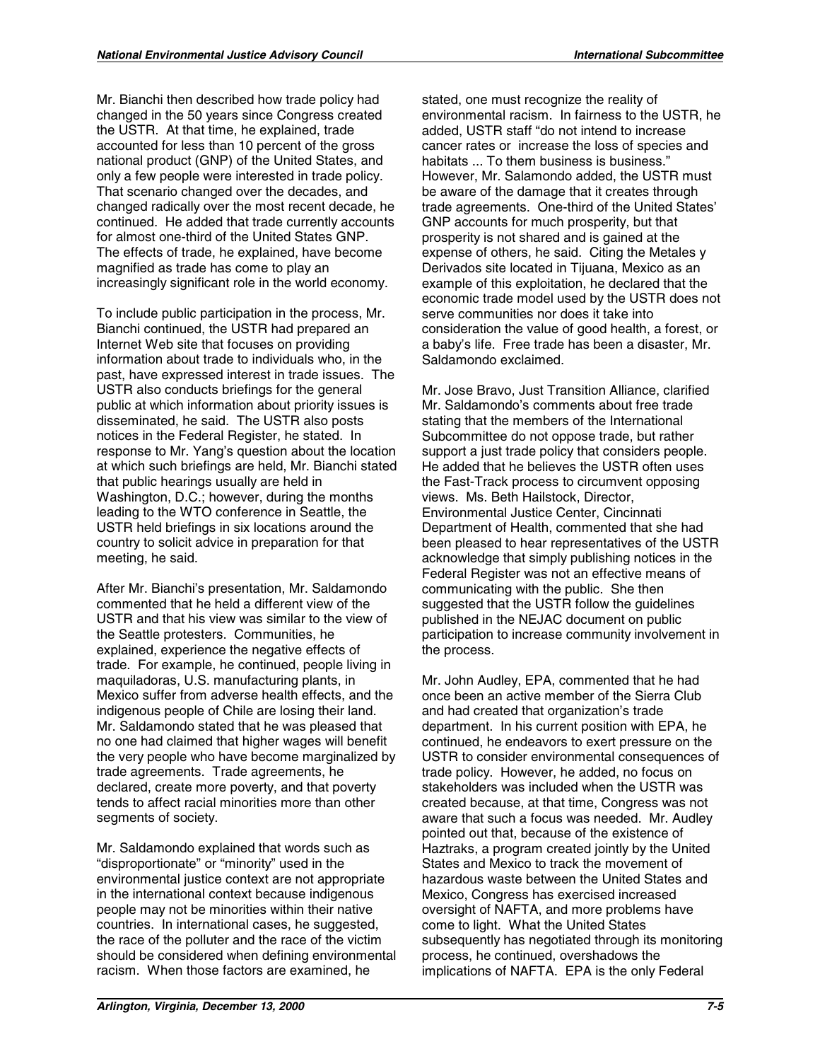Mr. Bianchi then described how trade policy had changed in the 50 years since Congress created the USTR. At that time, he explained, trade accounted for less than 10 percent of the gross national product (GNP) of the United States, and only a few people were interested in trade policy. That scenario changed over the decades, and changed radically over the most recent decade, he continued. He added that trade currently accounts for almost one-third of the United States GNP. The effects of trade, he explained, have become magnified as trade has come to play an increasingly significant role in the world economy.

To include public participation in the process, Mr. Bianchi continued, the USTR had prepared an Internet Web site that focuses on providing information about trade to individuals who, in the past, have expressed interest in trade issues. The USTR also conducts briefings for the general public at which information about priority issues is disseminated, he said. The USTR also posts notices in the Federal Register, he stated. In response to Mr. Yang's question about the location at which such briefings are held, Mr. Bianchi stated that public hearings usually are held in Washington, D.C.; however, during the months leading to the WTO conference in Seattle, the USTR held briefings in six locations around the country to solicit advice in preparation for that meeting, he said.

After Mr. Bianchi's presentation, Mr. Saldamondo commented that he held a different view of the USTR and that his view was similar to the view of the Seattle protesters. Communities, he explained, experience the negative effects of trade. For example, he continued, people living in maquiladoras, U.S. manufacturing plants, in Mexico suffer from adverse health effects, and the indigenous people of Chile are losing their land. Mr. Saldamondo stated that he was pleased that no one had claimed that higher wages will benefit the very people who have become marginalized by trade agreements. Trade agreements, he declared, create more poverty, and that poverty tends to affect racial minorities more than other segments of society.

Mr. Saldamondo explained that words such as "disproportionate" or "minority" used in the environmental justice context are not appropriate in the international context because indigenous people may not be minorities within their native countries. In international cases, he suggested, the race of the polluter and the race of the victim should be considered when defining environmental racism. When those factors are examined, he stated, one must recognize the reality of environmental racism. In fairness to the USTR, he added, USTR staff "do not intend to increase cancer rates or increase the loss of species and habitats ... To them business is business." However, Mr. Salamondo added, the USTR must be aware of the damage that it creates through trade agreements. One-third of the United States' GNP accounts for much prosperity, but that prosperity is not shared and is gained at the expense of others, he said. Citing the Metales y Derivados site located in Tijuana, Mexico as an example of this exploitation, he declared that the economic trade model used by the USTR does not serve communities nor does it take into consideration the value of good health, a forest, or a baby's life. Free trade has been a disaster, Mr. Saldamondo exclaimed.

Mr. Jose Bravo, Just Transition Alliance, clarified Mr. Saldamondo's comments about free trade stating that the members of the International Subcommittee do not oppose trade, but rather support a just trade policy that considers people. He added that he believes the USTR often uses the Fast-Track process to circumvent opposing views. Ms. Beth Hailstock, Director, Environmental Justice Center, Cincinnati Department of Health, commented that she had been pleased to hear representatives of the USTR acknowledge that simply publishing notices in the Federal Register was not an effective means of communicating with the public. She then suggested that the USTR follow the guidelines published in the NEJAC document on public participation to increase community involvement in the process.

Mr. John Audley, EPA, commented that he had once been an active member of the Sierra Club and had created that organization's trade department. In his current position with EPA, he continued, he endeavors to exert pressure on the USTR to consider environmental consequences of trade policy. However, he added, no focus on stakeholders was included when the USTR was created because, at that time, Congress was not aware that such a focus was needed. Mr. Audley pointed out that, because of the existence of Haztraks, a program created jointly by the United States and Mexico to track the movement of hazardous waste between the United States and Mexico, Congress has exercised increased oversight of NAFTA, and more problems have come to light. What the United States subsequently has negotiated through its monitoring process, he continued, overshadows the implications of NAFTA. EPA is the only Federal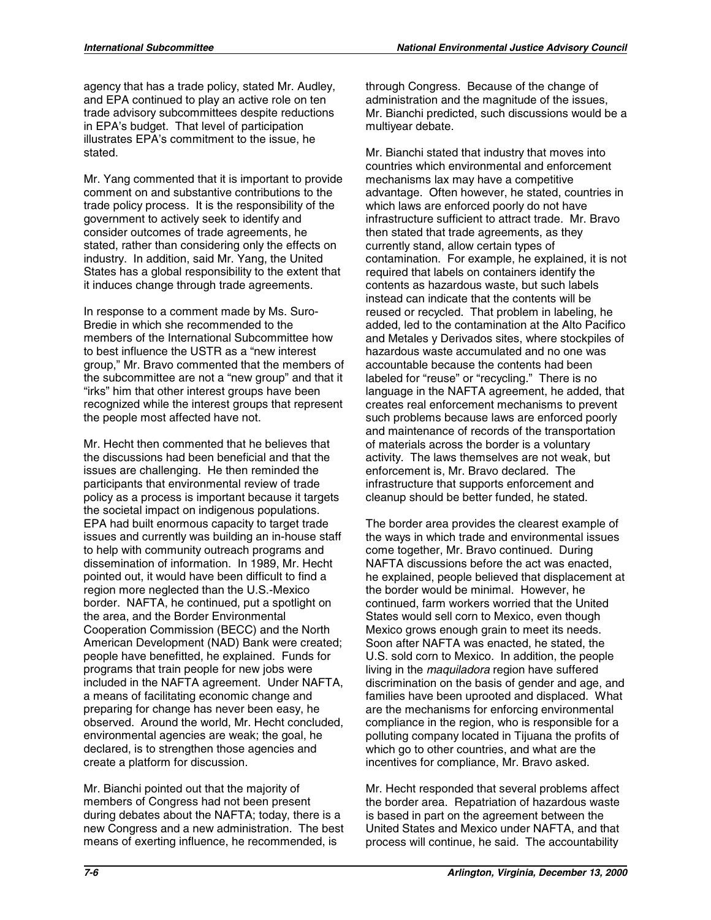agency that has a trade policy, stated Mr. Audley, and EPA continued to play an active role on ten trade advisory subcommittees despite reductions in EPA's budget. That level of participation illustrates EPA's commitment to the issue, he stated.

Mr. Yang commented that it is important to provide comment on and substantive contributions to the trade policy process. It is the responsibility of the government to actively seek to identify and consider outcomes of trade agreements, he stated, rather than considering only the effects on industry. In addition, said Mr. Yang, the United States has a global responsibility to the extent that it induces change through trade agreements.

In response to a comment made by Ms. Suro-Bredie in which she recommended to the members of the International Subcommittee how to best influence the USTR as a "new interest group," Mr. Bravo commented that the members of the subcommittee are not a "new group" and that it "irks" him that other interest groups have been recognized while the interest groups that represent the people most affected have not.

Mr. Hecht then commented that he believes that the discussions had been beneficial and that the issues are challenging. He then reminded the participants that environmental review of trade policy as a process is important because it targets the societal impact on indigenous populations. EPA had built enormous capacity to target trade issues and currently was building an in-house staff to help with community outreach programs and dissemination of information. In 1989, Mr. Hecht pointed out, it would have been difficult to find a region more neglected than the U.S.-Mexico border. NAFTA, he continued, put a spotlight on the area, and the Border Environmental Cooperation Commission (BECC) and the North American Development (NAD) Bank were created; people have benefitted, he explained. Funds for programs that train people for new jobs were included in the NAFTA agreement. Under NAFTA, a means of facilitating economic change and preparing for change has never been easy, he observed. Around the world, Mr. Hecht concluded, environmental agencies are weak; the goal, he declared, is to strengthen those agencies and create a platform for discussion.

Mr. Bianchi pointed out that the majority of members of Congress had not been present during debates about the NAFTA; today, there is a new Congress and a new administration. The best means of exerting influence, he recommended, is through Congress. Because of the change of administration and the magnitude of the issues, Mr. Bianchi predicted, such discussions would be a multiyear debate.

Mr. Bianchi stated that industry that moves into countries which environmental and enforcement mechanisms lax may have a competitive advantage. Often however, he stated, countries in which laws are enforced poorly do not have infrastructure sufficient to attract trade. Mr. Bravo then stated that trade agreements, as they currently stand, allow certain types of contamination. For example, he explained, it is not required that labels on containers identify the contents as hazardous waste, but such labels instead can indicate that the contents will be reused or recycled. That problem in labeling, he added, led to the contamination at the Alto Pacifico and Metales y Derivados sites, where stockpiles of hazardous waste accumulated and no one was accountable because the contents had been labeled for "reuse" or "recycling." There is no language in the NAFTA agreement, he added, that creates real enforcement mechanisms to prevent such problems because laws are enforced poorly and maintenance of records of the transportation of materials across the border is a voluntary activity. The laws themselves are not weak, but enforcement is, Mr. Bravo declared. The infrastructure that supports enforcement and cleanup should be better funded, he stated.

The border area provides the clearest example of the ways in which trade and environmental issues come together, Mr. Bravo continued. During NAFTA discussions before the act was enacted, he explained, people believed that displacement at the border would be minimal. However, he continued, farm workers worried that the United States would sell corn to Mexico, even though Mexico grows enough grain to meet its needs. Soon after NAFTA was enacted, he stated, the U.S. sold corn to Mexico. In addition, the people living in the *maquiladora* region have suffered discrimination on the basis of gender and age, and families have been uprooted and displaced. What are the mechanisms for enforcing environmental compliance in the region, who is responsible for a polluting company located in Tijuana the profits of which go to other countries, and what are the incentives for compliance, Mr. Bravo asked.

Mr. Hecht responded that several problems affect the border area. Repatriation of hazardous waste is based in part on the agreement between the United States and Mexico under NAFTA, and that process will continue, he said. The accountability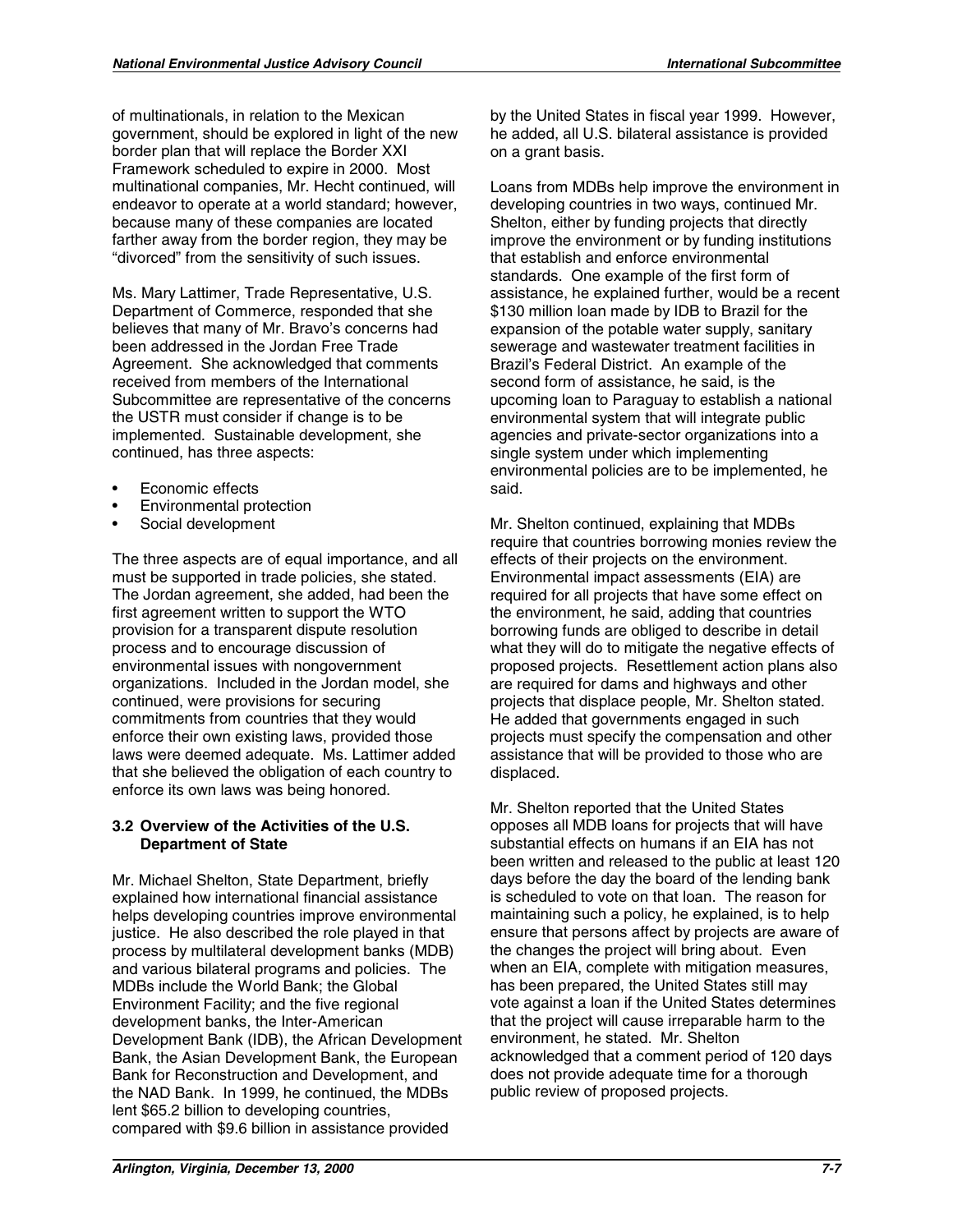of multinationals, in relation to the Mexican government, should be explored in light of the new border plan that will replace the Border XXI Framework scheduled to expire in 2000. Most multinational companies, Mr. Hecht continued, will endeavor to operate at a world standard; however, because many of these companies are located farther away from the border region, they may be "divorced" from the sensitivity of such issues.

Ms. Mary Lattimer, Trade Representative, U.S. Department of Commerce, responded that she believes that many of Mr. Bravo's concerns had been addressed in the Jordan Free Trade Agreement. She acknowledged that comments received from members of the International Subcommittee are representative of the concerns the USTR must consider if change is to be implemented. Sustainable development, she continued, has three aspects:

- Economic effects
- Environmental protection
- Social development

The three aspects are of equal importance, and all must be supported in trade policies, she stated. The Jordan agreement, she added, had been the first agreement written to support the WTO provision for a transparent dispute resolution process and to encourage discussion of environmental issues with nongovernment organizations. Included in the Jordan model, she continued, were provisions for securing commitments from countries that they would enforce their own existing laws, provided those laws were deemed adequate. Ms. Lattimer added that she believed the obligation of each country to enforce its own laws was being honored.

### 3.2 Overview of the Activities of the U.S. Department of State

Mr. Michael Shelton, State Department, briefly explained how international financial assistance helps developing countries improve environmental justice. He also described the role played in that process by multilateral development banks (MDB) and various bilateral programs and policies. The MDBs include the World Bank; the Global Environment Facility; and the five regional development banks, the Inter-American Development Bank (IDB), the African Development Bank, the Asian Development Bank, the European Bank for Reconstruction and Development, and the NAD Bank. In 1999, he continued, the MDBs lent $65.2 billion to developing countries, compared with $9.6 billion in assistance provided by the United States in fiscal year 1999. However, he added, all U.S. bilateral assistance is provided on a grant basis.

Loans from MDBs help improve the environment in developing countries in two ways, continued Mr. Shelton, either by funding projects that directly improve the environment or by funding institutions that establish and enforce environmental standards. One example of the first form of assistance, he explained further, would be a recent $130 million loan made by IDB to Brazil for the expansion of the potable water supply, sanitary sewerage and wastewater treatment facilities in Brazil's Federal District. An example of the second form of assistance, he said, is the upcoming loan to Paraguay to establish a national environmental system that will integrate public agencies and private-sector organizations into a single system under which implementing environmental policies are to be implemented, he said.

Mr. Shelton continued, explaining that MDBs require that countries borrowing monies review the effects of their projects on the environment. Environmental impact assessments (EIA) are required for all projects that have some effect on the environment, he said, adding that countries borrowing funds are obliged to describe in detail what they will do to mitigate the negative effects of proposed projects. Resettlement action plans also are required for dams and highways and other projects that displace people, Mr. Shelton stated. He added that governments engaged in such projects must specify the compensation and other assistance that will be provided to those who are displaced.

Mr. Shelton reported that the United States opposes all MDB loans for projects that will have substantial effects on humans if an EIA has not been written and released to the public at least 120 days before the day the board of the lending bank is scheduled to vote on that loan. The reason for maintaining such a policy, he explained, is to help ensure that persons affect by projects are aware of the changes the project will bring about. Even when an EIA, complete with mitigation measures, has been prepared, the United States still may vote against a loan if the United States determines that the project will cause irreparable harm to the environment, he stated. Mr. Shelton acknowledged that a comment period of 120 days does not provide adequate time for a thorough public review of proposed projects.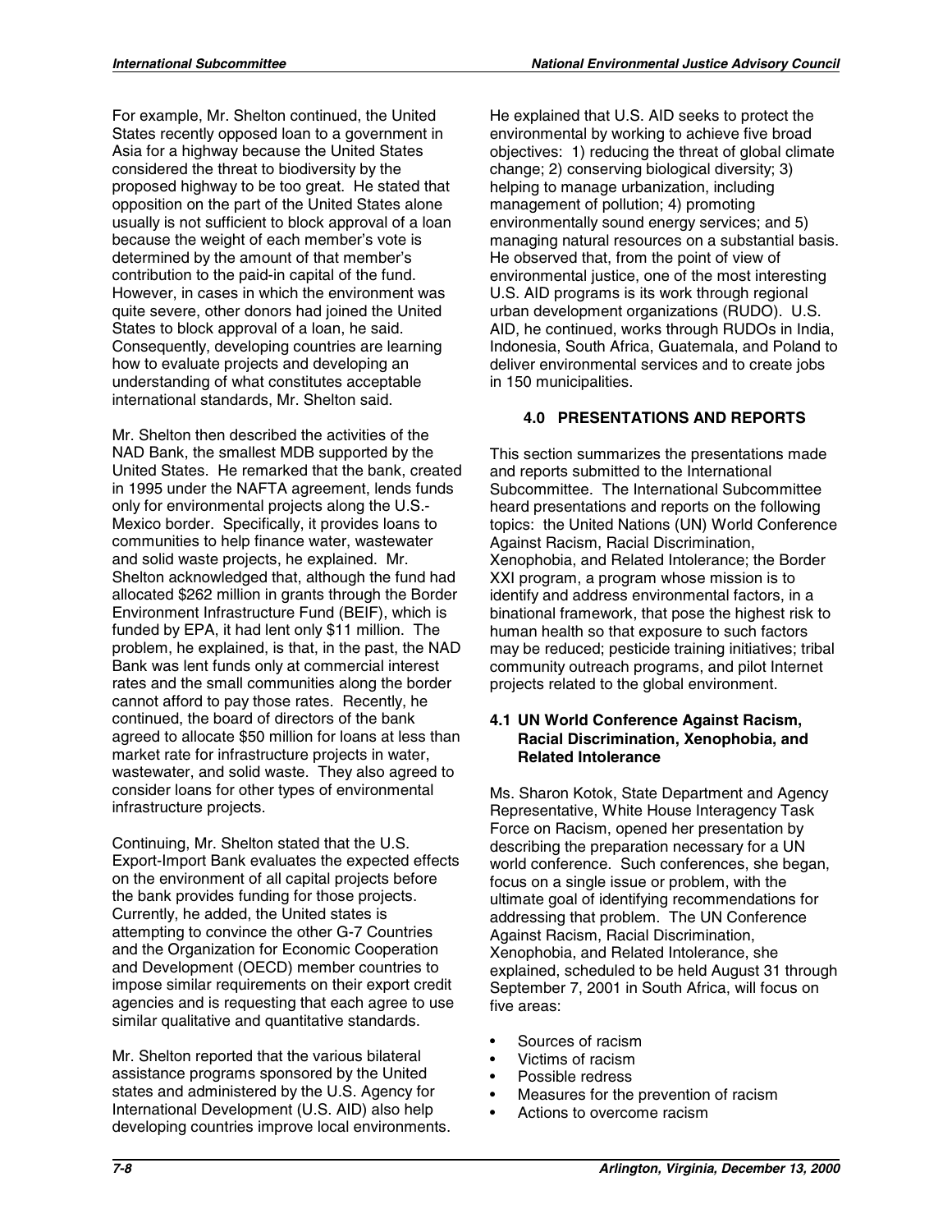For example, Mr. Shelton continued, the United States recently opposed loan to a government in Asia for a highway because the United States considered the threat to biodiversity by the proposed highway to be too great. He stated that opposition on the part of the United States alone usually is not sufficient to block approval of a loan because the weight of each member's vote is determined by the amount of that member's contribution to the paid-in capital of the fund. However, in cases in which the environment was quite severe, other donors had joined the United States to block approval of a loan, he said. Consequently, developing countries are learning how to evaluate projects and developing an understanding of what constitutes acceptable international standards, Mr. Shelton said.

Mr. Shelton then described the activities of the NAD Bank, the smallest MDB supported by the United States. He remarked that the bank, created in 1995 under the NAFTA agreement, lends funds only for environmental projects along the U.S.-Mexico border. Specifically, it provides loans to communities to help finance water, wastewater and solid waste projects, he explained. Mr. Shelton acknowledged that, although the fund had allocated $262 million in grants through the Border Environment Infrastructure Fund (BEIF), which is funded by EPA, it had lent only $11 million. The problem, he explained, is that, in the past, the NAD Bank was lent funds only at commercial interest rates and the small communities along the border cannot afford to pay those rates. Recently, he continued, the board of directors of the bank agreed to allocate $50 million for loans at less than market rate for infrastructure projects in water, wastewater, and solid waste. They also agreed to consider loans for other types of environmental infrastructure projects.

Continuing, Mr. Shelton stated that the U.S. Export-Import Bank evaluates the expected effects on the environment of all capital projects before the bank provides funding for those projects. Currently, he added, the United states is attempting to convince the other G-7 Countries and the Organization for Economic Cooperation and Development (OECD) member countries to impose similar requirements on their export credit agencies and is requesting that each agree to use similar qualitative and quantitative standards.

Mr. Shelton reported that the various bilateral assistance programs sponsored by the United states and administered by the U.S. Agency for International Development (U.S. AID) also help developing countries improve local environments. He explained that U.S. AID seeks to protect the environmental by working to achieve five broad objectives: 1) reducing the threat of global climate change; 2) conserving biological diversity; 3) helping to manage urbanization, including management of pollution; 4) promoting environmentally sound energy services; and 5) managing natural resources on a substantial basis. He observed that, from the point of view of environmental justice, one of the most interesting U.S. AID programs is its work through regional urban development organizations (RUDO). U.S. AID, he continued, works through RUDOs in India, Indonesia, South Africa, Guatemala, and Poland to deliver environmental services and to create jobs in 150 municipalities.

## 4.0 PRESENTATIONS AND REPORTS

This section summarizes the presentations made and reports submitted to the International Subcommittee. The International Subcommittee heard presentations and reports on the following topics: the United Nations (UN) World Conference Against Racism, Racial Discrimination, Xenophobia, and Related Intolerance; the Border XXI program, a program whose mission is to identify and address environmental factors, in a binational framework, that pose the highest risk to human health so that exposure to such factors may be reduced; pesticide training initiatives; tribal community outreach programs, and pilot Internet projects related to the global environment.

### 4.1 UN World Conference Against Racism, Racial Discrimination, Xenophobia, and Related Intolerance

Ms. Sharon Kotok, State Department and Agency Representative, White House Interagency Task Force on Racism, opened her presentation by describing the preparation necessary for a UN world conference. Such conferences, she began, focus on a single issue or problem, with the ultimate goal of identifying recommendations for addressing that problem. The UN Conference Against Racism, Racial Discrimination, Xenophobia, and Related Intolerance, she explained, scheduled to be held August 31 through September 7, 2001 in South Africa, will focus on five areas:

- Sources of racism
- Victims of racism
- Possible redress
- Measures for the prevention of racism
- Actions to overcome racism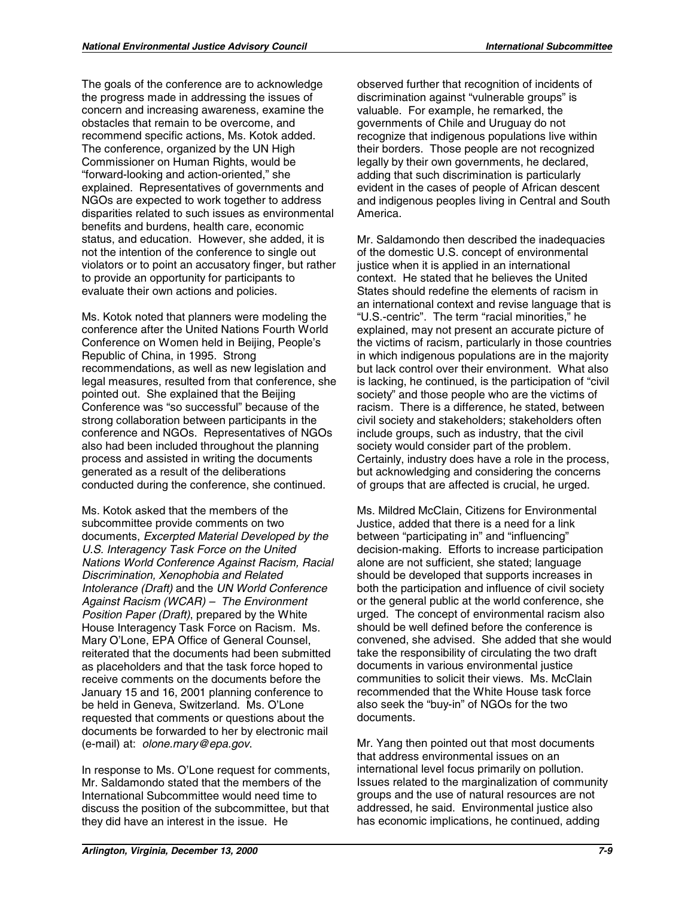The goals of the conference are to acknowledge the progress made in addressing the issues of concern and increasing awareness, examine the obstacles that remain to be overcome, and recommend specific actions, Ms. Kotok added. The conference, organized by the UN High Commissioner on Human Rights, would be "forward-looking and action-oriented," she explained. Representatives of governments and NGOs are expected to work together to address disparities related to such issues as environmental benefits and burdens, health care, economic status, and education. However, she added, it is not the intention of the conference to single out violators or to point an accusatory finger, but rather to provide an opportunity for participants to evaluate their own actions and policies.

Ms. Kotok noted that planners were modeling the conference after the United Nations Fourth World Conference on Women held in Beijing, People's Republic of China, in 1995. Strong recommendations, as well as new legislation and legal measures, resulted from that conference, she pointed out. She explained that the Beijing Conference was "so successful" because of the strong collaboration between participants in the conference and NGOs. Representatives of NGOs also had been included throughout the planning process and assisted in writing the documents generated as a result of the deliberations conducted during the conference, she continued.

Ms. Kotok asked that the members of the subcommittee provide comments on two documents, *Excerpted Material Developed by the U.S. Interagency Task Force on the United Nations World Conference Against Racism, Racial Discrimination, Xenophobia and Related Intolerance (Draft)* and the *UN World Conference Against Racism (WCAR) – The Environment Position Paper (Draft)*, prepared by the White House Interagency Task Force on Racism. Ms. Mary O'Lone, EPA Office of General Counsel, reiterated that the documents had been submitted as placeholders and that the task force hoped to receive comments on the documents before the January 15 and 16, 2001 planning conference to be held in Geneva, Switzerland. Ms. O'Lone requested that comments or questions about the documents be forwarded to her by electronic mail (e-mail) at: *olone.mary@epa.gov*.

In response to Ms. O'Lone request for comments, Mr. Saldamondo stated that the members of the International Subcommittee would need time to discuss the position of the subcommittee, but that they did have an interest in the issue. He observed further that recognition of incidents of discrimination against "vulnerable groups" is valuable. For example, he remarked, the governments of Chile and Uruguay do not recognize that indigenous populations live within their borders. Those people are not recognized legally by their own governments, he declared, adding that such discrimination is particularly evident in the cases of people of African descent and indigenous peoples living in Central and South America.

Mr. Saldamondo then described the inadequacies of the domestic U.S. concept of environmental justice when it is applied in an international context. He stated that he believes the United States should redefine the elements of racism in an international context and revise language that is "U.S.-centric". The term "racial minorities," he explained, may not present an accurate picture of the victims of racism, particularly in those countries in which indigenous populations are in the majority but lack control over their environment. What also is lacking, he continued, is the participation of "civil society" and those people who are the victims of racism. There is a difference, he stated, between civil society and stakeholders; stakeholders often include groups, such as industry, that the civil society would consider part of the problem. Certainly, industry does have a role in the process, but acknowledging and considering the concerns of groups that are affected is crucial, he urged.

Ms. Mildred McClain, Citizens for Environmental Justice, added that there is a need for a link between "participating in" and "influencing" decision-making. Efforts to increase participation alone are not sufficient, she stated; language should be developed that supports increases in both the participation and influence of civil society or the general public at the world conference, she urged. The concept of environmental racism also should be well defined before the conference is convened, she advised. She added that she would take the responsibility of circulating the two draft documents in various environmental justice communities to solicit their views. Ms. McClain recommended that the White House task force also seek the "buy-in" of NGOs for the two documents.

Mr. Yang then pointed out that most documents that address environmental issues on an international level focus primarily on pollution. Issues related to the marginalization of community groups and the use of natural resources are not addressed, he said. Environmental justice also has economic implications, he continued, adding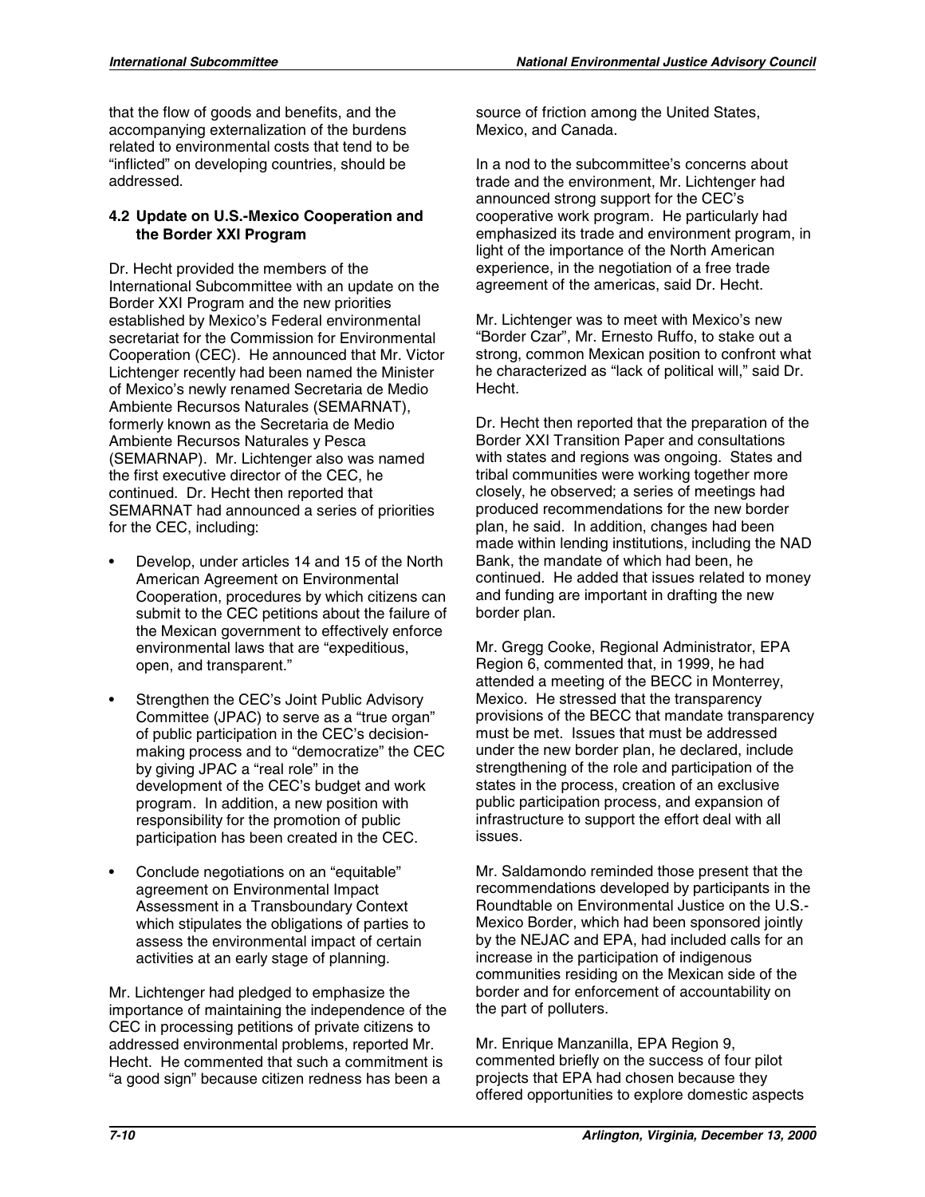that the flow of goods and benefits, and the accompanying externalization of the burdens related to environmental costs that tend to be "inflicted" on developing countries, should be addressed.

### 4.2 Update on U.S.-Mexico Cooperation and the Border XXI Program

Dr. Hecht provided the members of the International Subcommittee with an update on the Border XXI Program and the new priorities established by Mexico's Federal environmental secretariat for the Commission for Environmental Cooperation (CEC). He announced that Mr. Victor Lichtenger recently had been named the Minister of Mexico's newly renamed Secretaria de Medio Ambiente Recursos Naturales (SEMARNAT), formerly known as the Secretaria de Medio Ambiente Recursos Naturales y Pesca (SEMARNAP). Mr. Lichtenger also was named the first executive director of the CEC, he continued. Dr. Hecht then reported that SEMARNAT had announced a series of priorities for the CEC, including:

- Develop, under articles 14 and 15 of the North American Agreement on Environmental Cooperation, procedures by which citizens can submit to the CEC petitions about the failure of the Mexican government to effectively enforce environmental laws that are "expeditious, open, and transparent."
- Strengthen the CEC's Joint Public Advisory Committee (JPAC) to serve as a "true organ" of public participation in the CEC's decision-making process and to "democratize" the CEC by giving JPAC a "real role" in the development of the CEC's budget and work program. In addition, a new position with responsibility for the promotion of public participation has been created in the CEC.
- Conclude negotiations on an "equitable" agreement on Environmental Impact Assessment in a Transboundary Context which stipulates the obligations of parties to assess the environmental impact of certain activities at an early stage of planning.

Mr. Lichtenger had pledged to emphasize the importance of maintaining the independence of the CEC in processing petitions of private citizens to addressed environmental problems, reported Mr. Hecht. He commented that such a commitment is "a good sign" because citizen redness has been a source of friction among the United States, Mexico, and Canada.

In a nod to the subcommittee's concerns about trade and the environment, Mr. Lichtenger had announced strong support for the CEC's cooperative work program. He particularly had emphasized its trade and environment program, in light of the importance of the North American experience, in the negotiation of a free trade agreement of the americas, said Dr. Hecht.

Mr. Lichtenger was to meet with Mexico's new "Border Czar", Mr. Ernesto Ruffo, to stake out a strong, common Mexican position to confront what he characterized as "lack of political will," said Dr. Hecht.

Dr. Hecht then reported that the preparation of the Border XXI Transition Paper and consultations with states and regions was ongoing. States and tribal communities were working together more closely, he observed; a series of meetings had produced recommendations for the new border plan, he said. In addition, changes had been made within lending institutions, including the NAD Bank, the mandate of which had been, he continued. He added that issues related to money and funding are important in drafting the new border plan.

Mr. Gregg Cooke, Regional Administrator, EPA Region 6, commented that, in 1999, he had attended a meeting of the BECC in Monterrey, Mexico. He stressed that the transparency provisions of the BECC that mandate transparency must be met. Issues that must be addressed under the new border plan, he declared, include strengthening of the role and participation of the states in the process, creation of an exclusive public participation process, and expansion of infrastructure to support the effort deal with all issues.

Mr. Saldamondo reminded those present that the recommendations developed by participants in the Roundtable on Environmental Justice on the U.S.-Mexico Border, which had been sponsored jointly by the NEJAC and EPA, had included calls for an increase in the participation of indigenous communities residing on the Mexican side of the border and for enforcement of accountability on the part of polluters.

Mr. Enrique Manzanilla, EPA Region 9, commented briefly on the success of four pilot projects that EPA had chosen because they offered opportunities to explore domestic aspects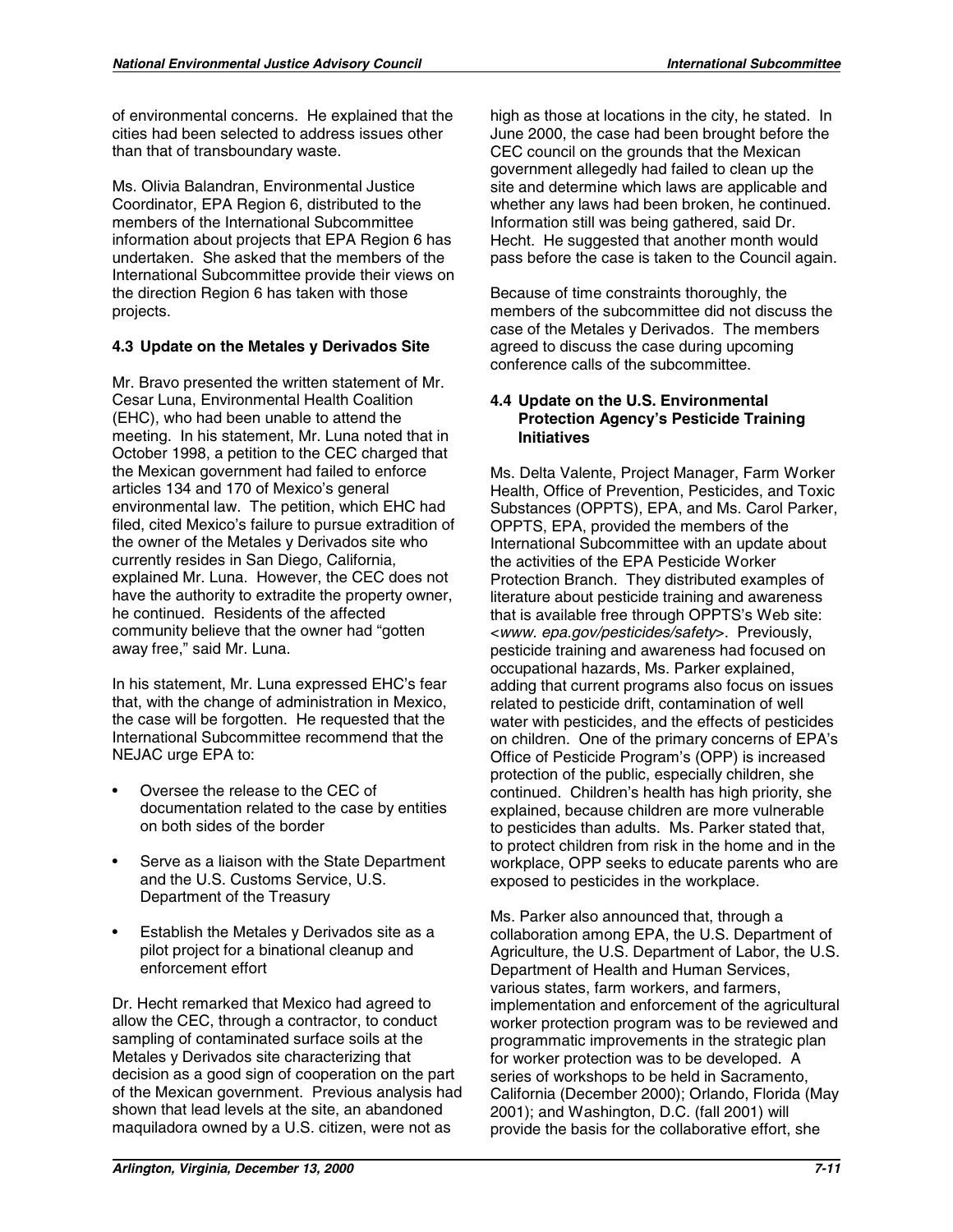of environmental concerns. He explained that the cities had been selected to address issues other than that of transboundary waste.

Ms. Olivia Balandran, Environmental Justice Coordinator, EPA Region 6, distributed to the members of the International Subcommittee information about projects that EPA Region 6 has undertaken. She asked that the members of the International Subcommittee provide their views on the direction Region 6 has taken with those projects.

### 4.3 Update on the Metales y Derivados Site

Mr. Bravo presented the written statement of Mr. Cesar Luna, Environmental Health Coalition (EHC), who had been unable to attend the meeting. In his statement, Mr. Luna noted that in October 1998, a petition to the CEC charged that the Mexican government had failed to enforce articles 134 and 170 of Mexico's general environmental law. The petition, which EHC had filed, cited Mexico's failure to pursue extradition of the owner of the Metales y Derivados site who currently resides in San Diego, California, explained Mr. Luna. However, the CEC does not have the authority to extradite the property owner, he continued. Residents of the affected community believe that the owner had "gotten away free," said Mr. Luna.

In his statement, Mr. Luna expressed EHC's fear that, with the change of administration in Mexico, the case will be forgotten. He requested that the International Subcommittee recommend that the NEJAC urge EPA to:

- Oversee the release to the CEC of documentation related to the case by entities on both sides of the border
- Serve as a liaison with the State Department and the U.S. Customs Service, U.S. Department of the Treasury
- Establish the Metales y Derivados site as a pilot project for a binational cleanup and enforcement effort

Dr. Hecht remarked that Mexico had agreed to allow the CEC, through a contractor, to conduct sampling of contaminated surface soils at the Metales y Derivados site characterizing that decision as a good sign of cooperation on the part of the Mexican government. Previous analysis had shown that lead levels at the site, an abandoned maquiladora owned by a U.S. citizen, were not as high as those at locations in the city, he stated. In June 2000, the case had been brought before the CEC council on the grounds that the Mexican government allegedly had failed to clean up the site and determine which laws are applicable and whether any laws had been broken, he continued. Information still was being gathered, said Dr. Hecht. He suggested that another month would pass before the case is taken to the Council again.

Because of time constraints thoroughly, the members of the subcommittee did not discuss the case of the Metales y Derivados. The members agreed to discuss the case during upcoming conference calls of the subcommittee.

### 4.4 Update on the U.S. Environmental Protection Agency's Pesticide Training Initiatives

Ms. Delta Valente, Project Manager, Farm Worker Health, Office of Prevention, Pesticides, and Toxic Substances (OPPTS), EPA, and Ms. Carol Parker, OPPTS, EPA, provided the members of the International Subcommittee with an update about the activities of the EPA Pesticide Worker Protection Branch. They distributed examples of literature about pesticide training and awareness that is available free through OPPTS's Web site: <*www. epa.gov/pesticides/safety*>. Previously, pesticide training and awareness had focused on occupational hazards, Ms. Parker explained, adding that current programs also focus on issues related to pesticide drift, contamination of well water with pesticides, and the effects of pesticides on children. One of the primary concerns of EPA's Office of Pesticide Program's (OPP) is increased protection of the public, especially children, she continued. Children's health has high priority, she explained, because children are more vulnerable to pesticides than adults. Ms. Parker stated that, to protect children from risk in the home and in the workplace, OPP seeks to educate parents who are exposed to pesticides in the workplace.

Ms. Parker also announced that, through a collaboration among EPA, the U.S. Department of Agriculture, the U.S. Department of Labor, the U.S. Department of Health and Human Services, various states, farm workers, and farmers, implementation and enforcement of the agricultural worker protection program was to be reviewed and programmatic improvements in the strategic plan for worker protection was to be developed. A series of workshops to be held in Sacramento, California (December 2000); Orlando, Florida (May 2001); and Washington, D.C. (fall 2001) will provide the basis for the collaborative effort, she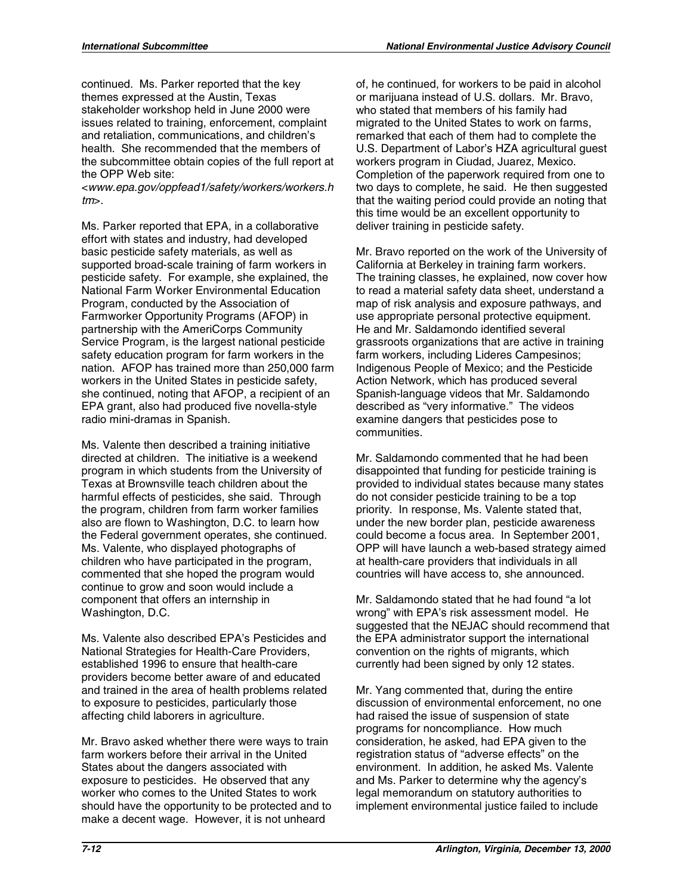continued. Ms. Parker reported that the key themes expressed at the Austin, Texas stakeholder workshop held in June 2000 were issues related to training, enforcement, complaint and retaliation, communications, and children's health. She recommended that the members of the subcommittee obtain copies of the full report at the OPP Web site: <*www.epa.gov/oppfead1/safety/workers/workers.htm*>.

Ms. Parker reported that EPA, in a collaborative effort with states and industry, had developed basic pesticide safety materials, as well as supported broad-scale training of farm workers in pesticide safety. For example, she explained, the National Farm Worker Environmental Education Program, conducted by the Association of Farmworker Opportunity Programs (AFOP) in partnership with the AmeriCorps Community Service Program, is the largest national pesticide safety education program for farm workers in the nation. AFOP has trained more than 250,000 farm workers in the United States in pesticide safety, she continued, noting that AFOP, a recipient of an EPA grant, also had produced five novella-style radio mini-dramas in Spanish.

Ms. Valente then described a training initiative directed at children. The initiative is a weekend program in which students from the University of Texas at Brownsville teach children about the harmful effects of pesticides, she said. Through the program, children from farm worker families also are flown to Washington, D.C. to learn how the Federal government operates, she continued. Ms. Valente, who displayed photographs of children who have participated in the program, commented that she hoped the program would continue to grow and soon would include a component that offers an internship in Washington, D.C.

Ms. Valente also described EPA's Pesticides and National Strategies for Health-Care Providers, established 1996 to ensure that health-care providers become better aware of and educated and trained in the area of health problems related to exposure to pesticides, particularly those affecting child laborers in agriculture.

Mr. Bravo asked whether there were ways to train farm workers before their arrival in the United States about the dangers associated with exposure to pesticides. He observed that any worker who comes to the United States to work should have the opportunity to be protected and to make a decent wage. However, it is not unheard of, he continued, for workers to be paid in alcohol or marijuana instead of U.S. dollars. Mr. Bravo, who stated that members of his family had migrated to the United States to work on farms, remarked that each of them had to complete the U.S. Department of Labor's HZA agricultural guest workers program in Ciudad, Juarez, Mexico. Completion of the paperwork required from one to two days to complete, he said. He then suggested that the waiting period could provide an noting that this time would be an excellent opportunity to deliver training in pesticide safety.

Mr. Bravo reported on the work of the University of California at Berkeley in training farm workers. The training classes, he explained, now cover how to read a material safety data sheet, understand a map of risk analysis and exposure pathways, and use appropriate personal protective equipment. He and Mr. Saldamondo identified several grassroots organizations that are active in training farm workers, including Lideres Campesinos; Indigenous People of Mexico; and the Pesticide Action Network, which has produced several Spanish-language videos that Mr. Saldamondo described as "very informative." The videos examine dangers that pesticides pose to communities.

Mr. Saldamondo commented that he had been disappointed that funding for pesticide training is provided to individual states because many states do not consider pesticide training to be a top priority. In response, Ms. Valente stated that, under the new border plan, pesticide awareness could become a focus area. In September 2001, OPP will have launch a web-based strategy aimed at health-care providers that individuals in all countries will have access to, she announced.

Mr. Saldamondo stated that he had found "a lot wrong" with EPA's risk assessment model. He suggested that the NEJAC should recommend that the EPA administrator support the international convention on the rights of migrants, which currently had been signed by only 12 states.

Mr. Yang commented that, during the entire discussion of environmental enforcement, no one had raised the issue of suspension of state programs for noncompliance. How much consideration, he asked, had EPA given to the registration status of "adverse effects" on the environment. In addition, he asked Ms. Valente and Ms. Parker to determine why the agency's legal memorandum on statutory authorities to implement environmental justice failed to include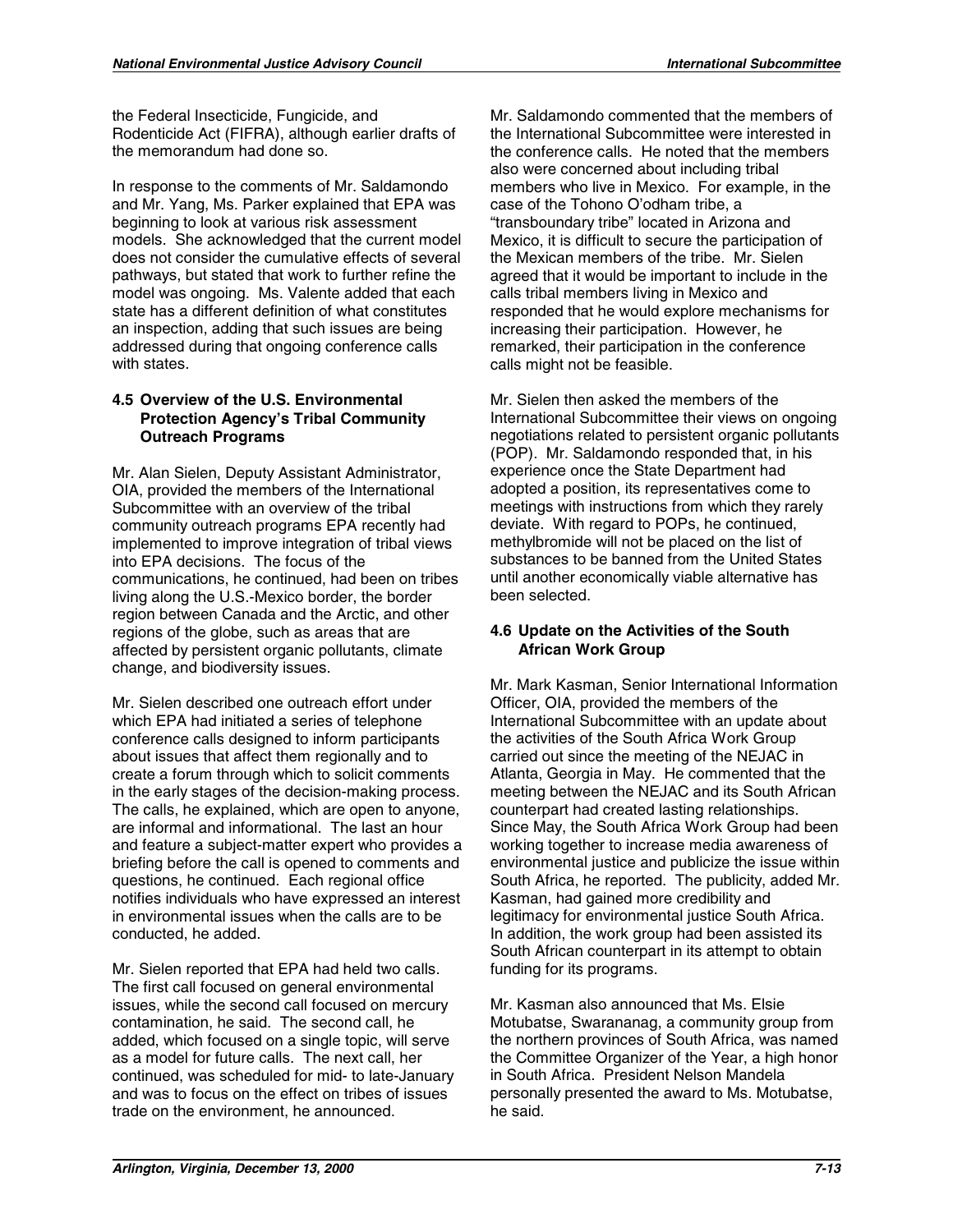the Federal Insecticide, Fungicide, and Rodenticide Act (FIFRA), although earlier drafts of the memorandum had done so.

In response to the comments of Mr. Saldamondo and Mr. Yang, Ms. Parker explained that EPA was beginning to look at various risk assessment models. She acknowledged that the current model does not consider the cumulative effects of several pathways, but stated that work to further refine the model was ongoing. Ms. Valente added that each state has a different definition of what constitutes an inspection, adding that such issues are being addressed during that ongoing conference calls with states.

### 4.5 Overview of the U.S. Environmental Protection Agency's Tribal Community Outreach Programs

Mr. Alan Sielen, Deputy Assistant Administrator, OIA, provided the members of the International Subcommittee with an overview of the tribal community outreach programs EPA recently had implemented to improve integration of tribal views into EPA decisions. The focus of the communications, he continued, had been on tribes living along the U.S.-Mexico border, the border region between Canada and the Arctic, and other regions of the globe, such as areas that are affected by persistent organic pollutants, climate change, and biodiversity issues.

Mr. Sielen described one outreach effort under which EPA had initiated a series of telephone conference calls designed to inform participants about issues that affect them regionally and to create a forum through which to solicit comments in the early stages of the decision-making process. The calls, he explained, which are open to anyone, are informal and informational. The last an hour and feature a subject-matter expert who provides a briefing before the call is opened to comments and questions, he continued. Each regional office notifies individuals who have expressed an interest in environmental issues when the calls are to be conducted, he added.

Mr. Sielen reported that EPA had held two calls. The first call focused on general environmental issues, while the second call focused on mercury contamination, he said. The second call, he added, which focused on a single topic, will serve as a model for future calls. The next call, her continued, was scheduled for mid- to late-January and was to focus on the effect on tribes of issues trade on the environment, he announced.

Mr. Saldamondo commented that the members of the International Subcommittee were interested in the conference calls. He noted that the members also were concerned about including tribal members who live in Mexico. For example, in the case of the Tohono O'odham tribe, a "transboundary tribe" located in Arizona and Mexico, it is difficult to secure the participation of the Mexican members of the tribe. Mr. Sielen agreed that it would be important to include in the calls tribal members living in Mexico and responded that he would explore mechanisms for increasing their participation. However, he remarked, their participation in the conference calls might not be feasible.

Mr. Sielen then asked the members of the International Subcommittee their views on ongoing negotiations related to persistent organic pollutants (POP). Mr. Saldamondo responded that, in his experience once the State Department had adopted a position, its representatives come to meetings with instructions from which they rarely deviate. With regard to POPs, he continued, methylbromide will not be placed on the list of substances to be banned from the United States until another economically viable alternative has been selected.

### 4.6 Update on the Activities of the South African Work Group

Mr. Mark Kasman, Senior International Information Officer, OIA, provided the members of the International Subcommittee with an update about the activities of the South Africa Work Group carried out since the meeting of the NEJAC in Atlanta, Georgia in May. He commented that the meeting between the NEJAC and its South African counterpart had created lasting relationships. Since May, the South Africa Work Group had been working together to increase media awareness of environmental justice and publicize the issue within South Africa, he reported. The publicity, added Mr. Kasman, had gained more credibility and legitimacy for environmental justice South Africa. In addition, the work group had been assisted its South African counterpart in its attempt to obtain funding for its programs.

Mr. Kasman also announced that Ms. Elsie Motubatse, Swarananag, a community group from the northern provinces of South Africa, was named the Committee Organizer of the Year, a high honor in South Africa. President Nelson Mandela personally presented the award to Ms. Motubatse, he said.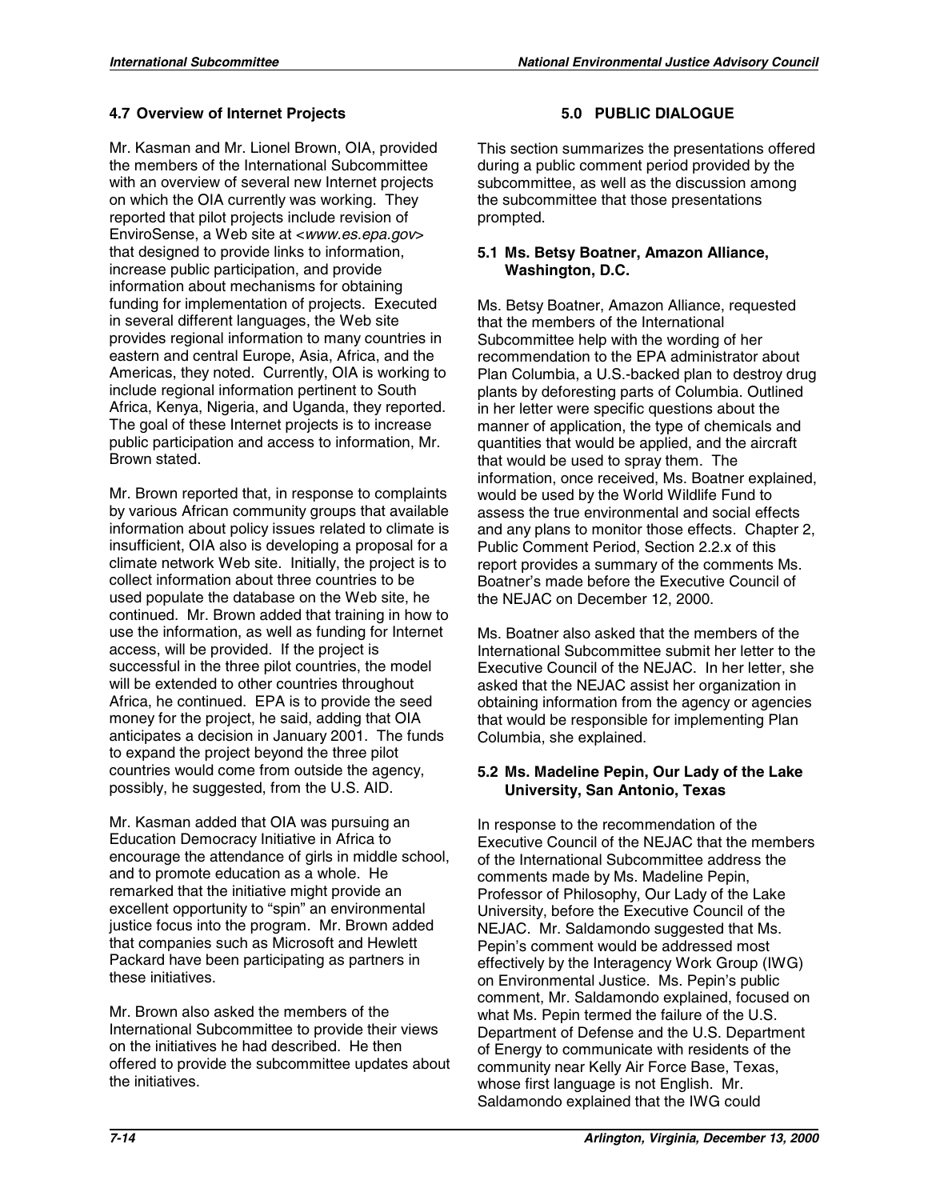### 4.7 Overview of Internet Projects

Mr. Kasman and Mr. Lionel Brown, OIA, provided the members of the International Subcommittee with an overview of several new Internet projects on which the OIA currently was working. They reported that pilot projects include revision of EnviroSense, a Web site at <*www.es.epa.gov*> that designed to provide links to information, increase public participation, and provide information about mechanisms for obtaining funding for implementation of projects. Executed in several different languages, the Web site provides regional information to many countries in eastern and central Europe, Asia, Africa, and the Americas, they noted. Currently, OIA is working to include regional information pertinent to South Africa, Kenya, Nigeria, and Uganda, they reported. The goal of these Internet projects is to increase public participation and access to information, Mr. Brown stated.

Mr. Brown reported that, in response to complaints by various African community groups that available information about policy issues related to climate is insufficient, OIA also is developing a proposal for a climate network Web site. Initially, the project is to collect information about three countries to be used populate the database on the Web site, he continued. Mr. Brown added that training in how to use the information, as well as funding for Internet access, will be provided. If the project is successful in the three pilot countries, the model will be extended to other countries throughout Africa, he continued. EPA is to provide the seed money for the project, he said, adding that OIA anticipates a decision in January 2001. The funds to expand the project beyond the three pilot countries would come from outside the agency, possibly, he suggested, from the U.S. AID.

Mr. Kasman added that OIA was pursuing an Education Democracy Initiative in Africa to encourage the attendance of girls in middle school, and to promote education as a whole. He remarked that the initiative might provide an excellent opportunity to "spin" an environmental justice focus into the program. Mr. Brown added that companies such as Microsoft and Hewlett Packard have been participating as partners in these initiatives.

Mr. Brown also asked the members of the International Subcommittee to provide their views on the initiatives he had described. He then offered to provide the subcommittee updates about the initiatives.

## 5.0 PUBLIC DIALOGUE

This section summarizes the presentations offered during a public comment period provided by the subcommittee, as well as the discussion among the subcommittee that those presentations prompted.

### 5.1 Ms. Betsy Boatner, Amazon Alliance, Washington, D.C.

Ms. Betsy Boatner, Amazon Alliance, requested that the members of the International Subcommittee help with the wording of her recommendation to the EPA administrator about Plan Columbia, a U.S.-backed plan to destroy drug plants by deforesting parts of Columbia. Outlined in her letter were specific questions about the manner of application, the type of chemicals and quantities that would be applied, and the aircraft that would be used to spray them. The information, once received, Ms. Boatner explained, would be used by the World Wildlife Fund to assess the true environmental and social effects and any plans to monitor those effects. Chapter 2, Public Comment Period, Section 2.2.x of this report provides a summary of the comments Ms. Boatner's made before the Executive Council of the NEJAC on December 12, 2000.

Ms. Boatner also asked that the members of the International Subcommittee submit her letter to the Executive Council of the NEJAC. In her letter, she asked that the NEJAC assist her organization in obtaining information from the agency or agencies that would be responsible for implementing Plan Columbia, she explained.

### 5.2 Ms. Madeline Pepin, Our Lady of the Lake University, San Antonio, Texas

In response to the recommendation of the Executive Council of the NEJAC that the members of the International Subcommittee address the comments made by Ms. Madeline Pepin, Professor of Philosophy, Our Lady of the Lake University, before the Executive Council of the NEJAC. Mr. Saldamondo suggested that Ms. Pepin's comment would be addressed most effectively by the Interagency Work Group (IWG) on Environmental Justice. Ms. Pepin's public comment, Mr. Saldamondo explained, focused on what Ms. Pepin termed the failure of the U.S. Department of Defense and the U.S. Department of Energy to communicate with residents of the community near Kelly Air Force Base, Texas, whose first language is not English. Mr. Saldamondo explained that the IWG could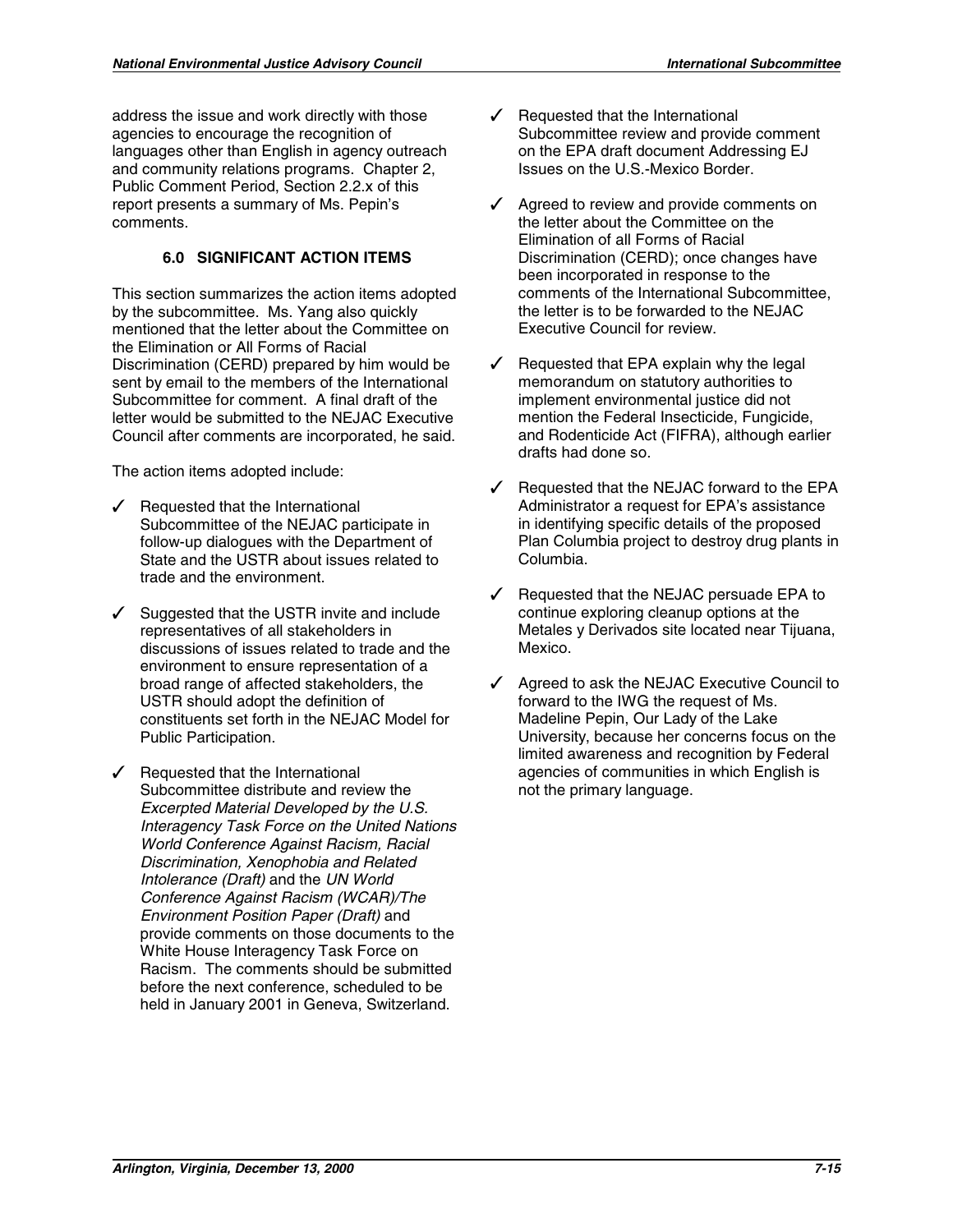address the issue and work directly with those agencies to encourage the recognition of languages other than English in agency outreach and community relations programs. Chapter 2, Public Comment Period, Section 2.2.x of this report presents a summary of Ms. Pepin's comments.

### 6.0 SIGNIFICANT ACTION ITEMS

This section summarizes the action items adopted by the subcommittee. Ms. Yang also quickly mentioned that the letter about the Committee on the Elimination or All Forms of Racial Discrimination (CERD) prepared by him would be sent by email to the members of the International Subcommittee for comment. A final draft of the letter would be submitted to the NEJAC Executive Council after comments are incorporated, he said.

The action items adopted include:

- ✓ Requested that the International Subcommittee of the NEJAC participate in follow-up dialogues with the Department of State and the USTR about issues related to trade and the environment.
- ✓ Suggested that the USTR invite and include representatives of all stakeholders in discussions of issues related to trade and the environment to ensure representation of a broad range of affected stakeholders, the USTR should adopt the definition of constituents set forth in the NEJAC Model for Public Participation.
- ✓ Requested that the International Subcommittee distribute and review the *Excerpted Material Developed by the U.S. Interagency Task Force on the United Nations World Conference Against Racism, Racial Discrimination, Xenophobia and Related Intolerance (Draft)* and the *UN World Conference Against Racism (WCAR)/The Environment Position Paper (Draft)* and provide comments on those documents to the White House Interagency Task Force on Racism. The comments should be submitted before the next conference, scheduled to be held in January 2001 in Geneva, Switzerland.
- ✓ Requested that the International Subcommittee review and provide comment on the EPA draft document Addressing EJ Issues on the U.S.-Mexico Border.
- ✓ Agreed to review and provide comments on the letter about the Committee on the Elimination of all Forms of Racial Discrimination (CERD); once changes have been incorporated in response to the comments of the International Subcommittee, the letter is to be forwarded to the NEJAC Executive Council for review.
- ✓ Requested that EPA explain why the legal memorandum on statutory authorities to implement environmental justice did not mention the Federal Insecticide, Fungicide, and Rodenticide Act (FIFRA), although earlier drafts had done so.
- ✓ Requested that the NEJAC forward to the EPA Administrator a request for EPA's assistance in identifying specific details of the proposed Plan Columbia project to destroy drug plants in Columbia.
- ✓ Requested that the NEJAC persuade EPA to continue exploring cleanup options at the Metales y Derivados site located near Tijuana, Mexico.
- ✓ Agreed to ask the NEJAC Executive Council to forward to the IWG the request of Ms. Madeline Pepin, Our Lady of the Lake University, because her concerns focus on the limited awareness and recognition by Federal agencies of communities in which English is not the primary language.